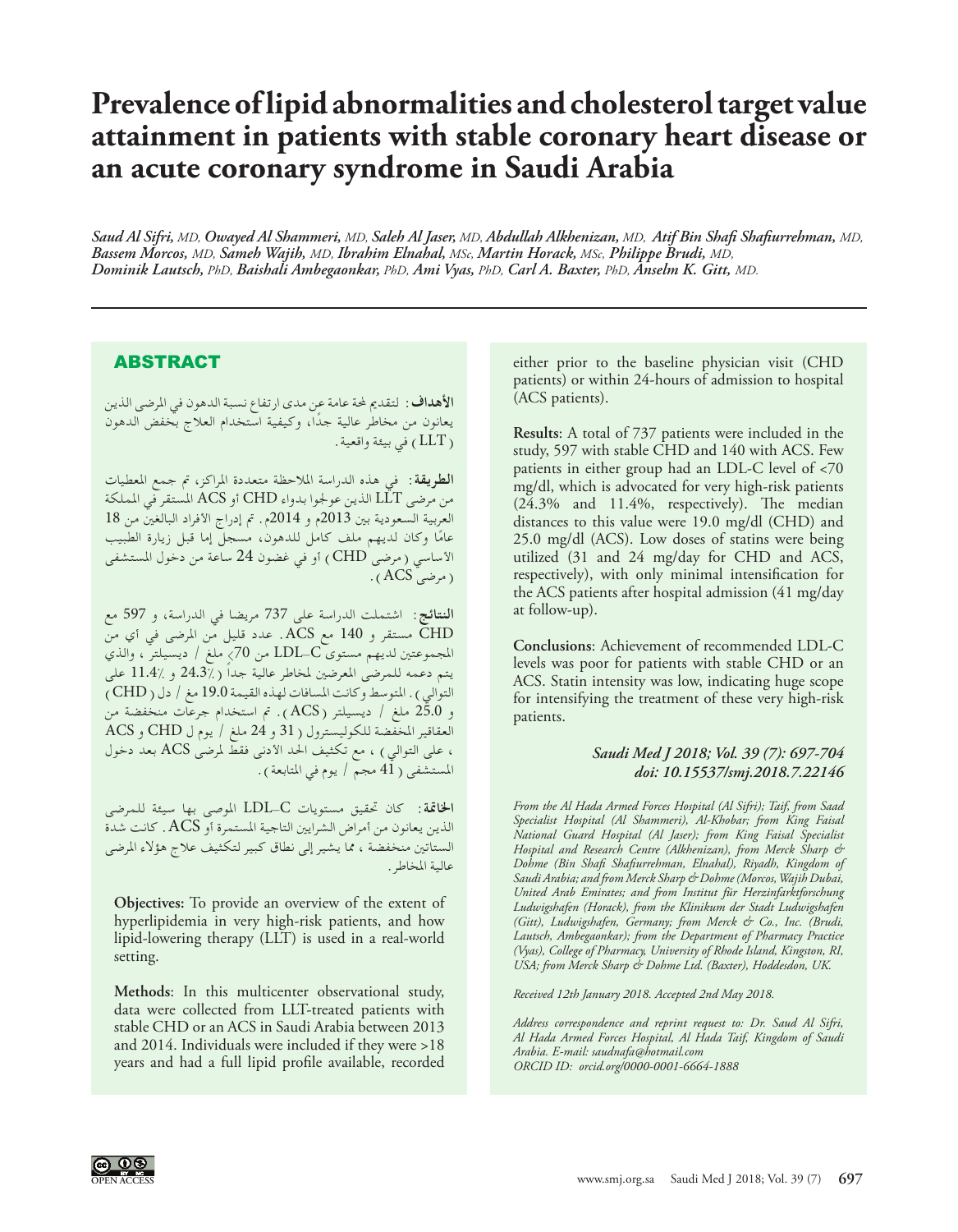# Prevalence of lipid abnormalities and cholesterol target value attainment in patients with stable coronary heart disease or an acute coronary syndrome in Saudi Arabia

*Saud Al Sifri, MD, Owayed Al Shammeri, MD, Saleh Al Jaser, MD, Abdullah Alkhenizan, MD, Atif Bin Shafi Shafiurrehman, MD, Bassem Morcos, MD, Sameh Wajih, MD, Ibrahim Elnahal, MSc, Martin Horack, MSc, Philippe Brudi, MD, Dominik Lautsch, PhD, Baishali Ambegaonkar, PhD, Ami Vyas, PhD, Carl A. Baxter, PhD, Anselm K. Gitt, MD.*

## ABSTRACT

**الأهداف:** لتقديم لمحة عامة عن مدى ارتفاع نسبة الدهون في المرضى الذين يعانون من مخاطر عالية جداً، وكيفية استخدام العلاج بخفض الدهون (LLT) في بيئة واقعية.

**الطريقة:** في هذه الدراسة الملاحظة متعددة المراكز، تم جمع المعطيات من مرضى LLT الذين عولجوا بدواء CHD أو ACS المستقر في المملكة العربية السعودية بين 2013م و 2014م. تم إدراج الأفراد البالغين من 18 عامًا وكان لديهم ملف كامل للدهون، مسجل إما قبل زيارة الطبيب الأساسي (مرضى CHD) أو في غضون 24 ساعة من دخول المستشفى (مرضى ACS).

**النتائج:** اشتملت الدراسة على 737 مريضا في الدراسة، و 597 مع CHD مستقر و 140 مع ACS. عدد قليل من المرضى في أي من المجموعتين لديهم مستوى LDL-C من 70> ملغ / ديسيلتر، والذي يتم دعمه للمرضى المعرضين لمخاطر عالية جداً (24.3٪ و 11.4٪ على التوالي). المتوسط وكانت المسافات لهذه القيمة 19.0 مغ / دل (CHD) و 25.0 ملغ / ديسيلتر (ACS). تم استخدام جرعات منخفضة من العقاقير المخفضة للكوليسترول (31 و 24 ملغ / يوم ل CHD و ACS، على التوالي)، مع تكثيف الحد الأدنى فقط لمرضى ACS بعد دخول المستشفى (41 مجم / يوم في المتابعة).

**الخاتمة:** كان تحقيق مستويات LDL-C الموصى بها سيئة للمرضى الذين يعانون من أمراض الشرايين التاجية المستمرة أو ACS. كانت شدة الستاتين منخفضة، مما يشير إلى نطاق كبير لتكثيف علاج هؤلاء المرضى عالية المخاطر.

**Objectives:** To provide an overview of the extent of hyperlipidemia in very high-risk patients, and how lipid-lowering therapy (LLT) is used in a real-world setting.

**Methods**: In this multicenter observational study, data were collected from LLT-treated patients with stable CHD or an ACS in Saudi Arabia between 2013 and 2014. Individuals were included if they were >18 years and had a full lipid profile available, recorded either prior to the baseline physician visit (CHD patients) or within 24-hours of admission to hospital (ACS patients).

**Results**: A total of 737 patients were included in the study, 597 with stable CHD and 140 with ACS. Few patients in either group had an LDL-C level of <70 mg/dl, which is advocated for very high-risk patients (24.3% and 11.4%, respectively). The median distances to this value were 19.0 mg/dl (CHD) and 25.0 mg/dl (ACS). Low doses of statins were being utilized (31 and 24 mg/day for CHD and ACS, respectively), with only minimal intensification for the ACS patients after hospital admission (41 mg/day at follow-up).

**Conclusions**: Achievement of recommended LDL-C levels was poor for patients with stable CHD or an ACS. Statin intensity was low, indicating huge scope for intensifying the treatment of these very high-risk patients.

***Saudi Med J 2018; Vol. 39 (7): 697-704***
***doi: 10.15537/smj.2018.7.22146***

*From the Al Hada Armed Forces Hospital (Al Sifri); Taif, from Saad Specialist Hospital (Al Shammeri), Al-Khobar; from King Faisal National Guard Hospital (Al Jaser); from King Faisal Specialist Hospital and Research Centre (Alkhenizan), from Merck Sharp & Dohme (Bin Shafi Shafiurrehman, Elnahal), Riyadh, Kingdom of Saudi Arabia; and from Merck Sharp & Dohme (Morcos, Wajih Dubai, United Arab Emirates; and from Institut für Herzinfarktforschung Ludwigshafen (Horack), from the Klinikum der Stadt Ludwigshafen (Gitt), Ludwigshafen, Germany; from Merck & Co., Inc. (Brudi, Lautsch, Ambegaonkar); from the Department of Pharmacy Practice (Vyas), College of Pharmacy, University of Rhode Island, Kingston, RI, USA; from Merck Sharp & Dohme Ltd. (Baxter), Hoddesdon, UK.*

*Received 12th January 2018. Accepted 2nd May 2018.*

*Address correspondence and reprint request to: Dr. Saud Al Sifri, Al Hada Armed Forces Hospital, Al Hada Taif, Kingdom of Saudi Arabia. E-mail: saudnafa@hotmail.com*
*ORCID ID: orcid.org/0000-0001-6664-1888*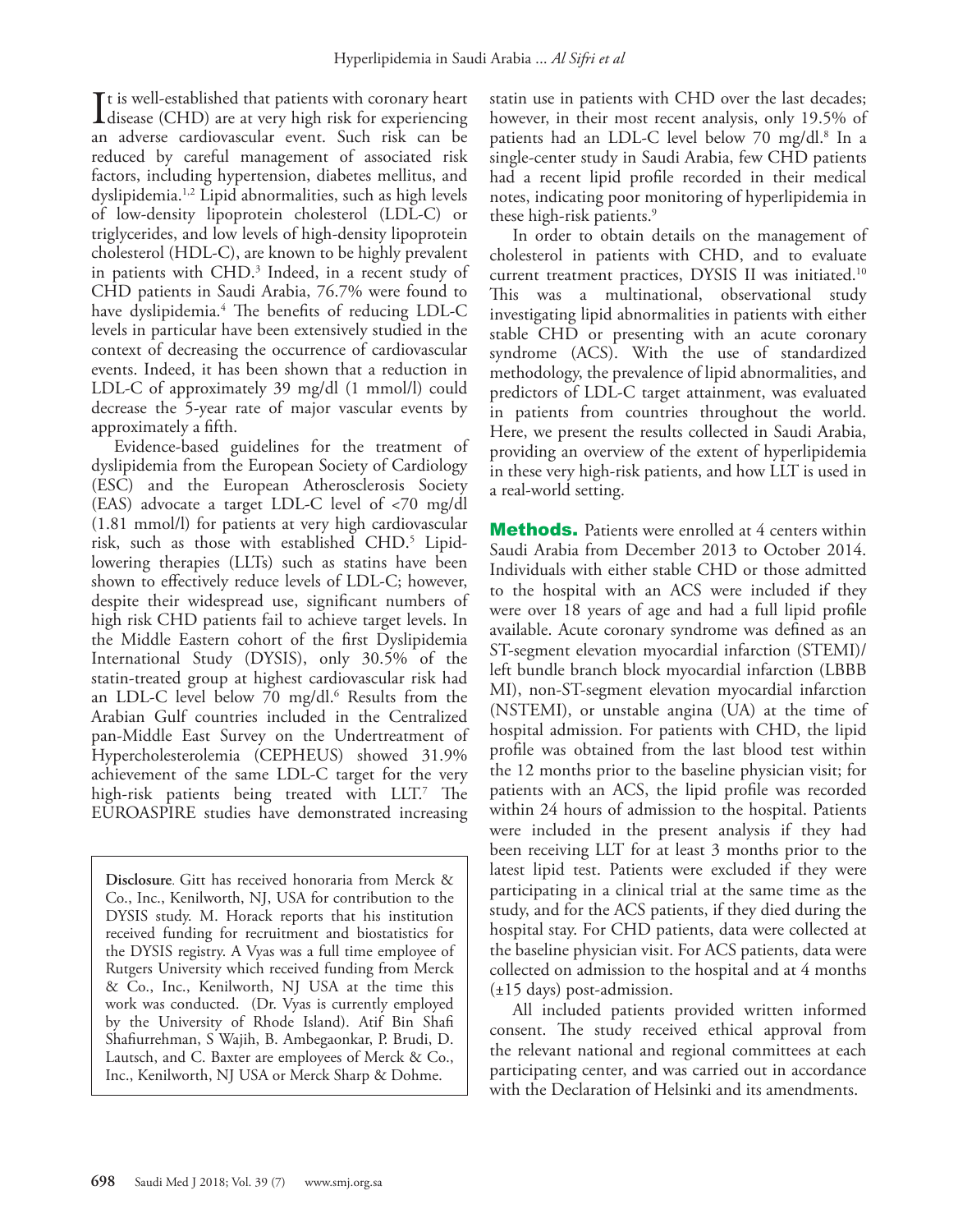It is well-established that patients with coronary heart disease (CHD) are at very high risk for experiencing an adverse cardiovascular event. Such risk can be reduced by careful management of associated risk factors, including hypertension, diabetes mellitus, and dyslipidemia.[1,2] Lipid abnormalities, such as high levels of low-density lipoprotein cholesterol (LDL-C) or triglycerides, and low levels of high-density lipoprotein cholesterol (HDL-C), are known to be highly prevalent in patients with CHD.[3] Indeed, in a recent study of CHD patients in Saudi Arabia, 76.7% were found to have dyslipidemia.[4] The benefits of reducing LDL-C levels in particular have been extensively studied in the context of decreasing the occurrence of cardiovascular events. Indeed, it has been shown that a reduction in LDL-C of approximately 39 mg/dl (1 mmol/l) could decrease the 5-year rate of major vascular events by approximately a fifth.

Evidence-based guidelines for the treatment of dyslipidemia from the European Society of Cardiology (ESC) and the European Atherosclerosis Society (EAS) advocate a target LDL-C level of <70 mg/dl (1.81 mmol/l) for patients at very high cardiovascular risk, such as those with established CHD.[5] Lipid-lowering therapies (LLTs) such as statins have been shown to effectively reduce levels of LDL-C; however, despite their widespread use, significant numbers of high risk CHD patients fail to achieve target levels. In the Middle Eastern cohort of the first Dyslipidemia International Study (DYSIS), only 30.5% of the statin-treated group at highest cardiovascular risk had an LDL-C level below 70 mg/dl.[6] Results from the Arabian Gulf countries included in the Centralized pan-Middle East Survey on the Undertreatment of Hypercholesterolemia (CEPHEUS) showed 31.9% achievement of the same LDL-C target for the very high-risk patients being treated with LLT.[7] The EUROASPIRE studies have demonstrated increasing statin use in patients with CHD over the last decades; however, in their most recent analysis, only 19.5% of patients had an LDL-C level below 70 mg/dl.[8] In a single-center study in Saudi Arabia, few CHD patients had a recent lipid profile recorded in their medical notes, indicating poor monitoring of hyperlipidemia in these high-risk patients.[9]

In order to obtain details on the management of cholesterol in patients with CHD, and to evaluate current treatment practices, DYSIS II was initiated.[10] This was a multinational, observational study investigating lipid abnormalities in patients with either stable CHD or presenting with an acute coronary syndrome (ACS). With the use of standardized methodology, the prevalence of lipid abnormalities, and predictors of LDL-C target attainment, was evaluated in patients from countries throughout the world. Here, we present the results collected in Saudi Arabia, providing an overview of the extent of hyperlipidemia in these very high-risk patients, and how LLT is used in a real-world setting.

**Methods.** Patients were enrolled at 4 centers within Saudi Arabia from December 2013 to October 2014. Individuals with either stable CHD or those admitted to the hospital with an ACS were included if they were over 18 years of age and had a full lipid profile available. Acute coronary syndrome was defined as an ST-segment elevation myocardial infarction (STEMI)/ left bundle branch block myocardial infarction (LBBB MI), non-ST-segment elevation myocardial infarction (NSTEMI), or unstable angina (UA) at the time of hospital admission. For patients with CHD, the lipid profile was obtained from the last blood test within the 12 months prior to the baseline physician visit; for patients with an ACS, the lipid profile was recorded within 24 hours of admission to the hospital. Patients were included in the present analysis if they had been receiving LLT for at least 3 months prior to the latest lipid test. Patients were excluded if they were participating in a clinical trial at the same time as the study, and for the ACS patients, if they died during the hospital stay. For CHD patients, data were collected at the baseline physician visit. For ACS patients, data were collected on admission to the hospital and at 4 months (±15 days) post-admission.

All included patients provided written informed consent. The study received ethical approval from the relevant national and regional committees at each participating center, and was carried out in accordance with the Declaration of Helsinki and its amendments.

**Disclosure**. Gitt has received honoraria from Merck & Co., Inc., Kenilworth, NJ, USA for contribution to the DYSIS study. M. Horack reports that his institution received funding for recruitment and biostatistics for the DYSIS registry. A Vyas was a full time employee of Rutgers University which received funding from Merck & Co., Inc., Kenilworth, NJ USA at the time this work was conducted. (Dr. Vyas is currently employed by the University of Rhode Island). Atif Bin Shafi Shafiurrehman, S Wajih, B. Ambegaonkar, P. Brudi, D. Lautsch, and C. Baxter are employees of Merck & Co., Inc., Kenilworth, NJ USA or Merck Sharp & Dohme.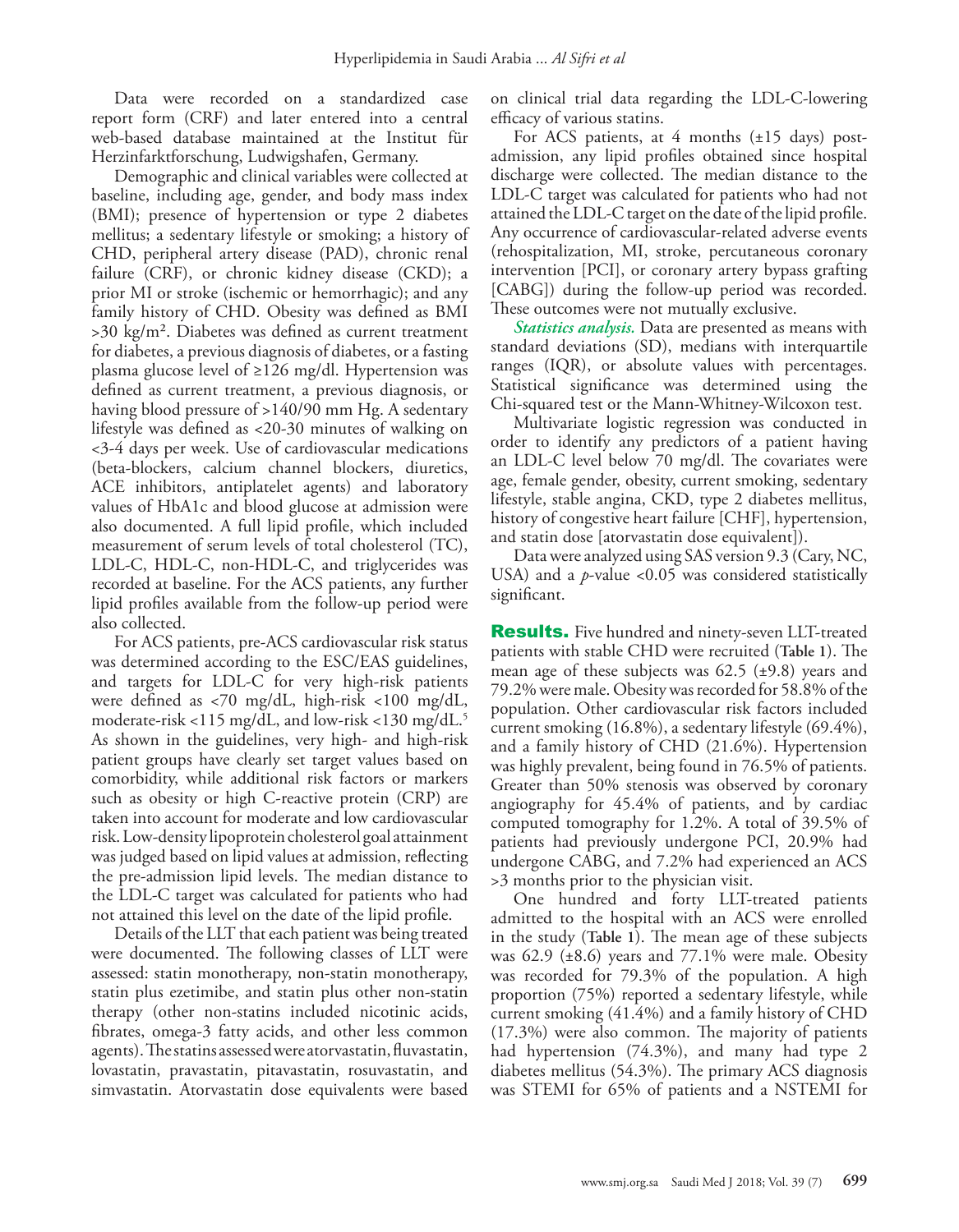Data were recorded on a standardized case report form (CRF) and later entered into a central web-based database maintained at the Institut für Herzinfarktforschung, Ludwigshafen, Germany.

Demographic and clinical variables were collected at baseline, including age, gender, and body mass index (BMI); presence of hypertension or type 2 diabetes mellitus; a sedentary lifestyle or smoking; a history of CHD, peripheral artery disease (PAD), chronic renal failure (CRF), or chronic kidney disease (CKD); a prior MI or stroke (ischemic or hemorrhagic); and any family history of CHD. Obesity was defined as BMI >30 kg/m². Diabetes was defined as current treatment for diabetes, a previous diagnosis of diabetes, or a fasting plasma glucose level of ≥126 mg/dl. Hypertension was defined as current treatment, a previous diagnosis, or having blood pressure of >140/90 mm Hg. A sedentary lifestyle was defined as <20-30 minutes of walking on <3-4 days per week. Use of cardiovascular medications (beta-blockers, calcium channel blockers, diuretics, ACE inhibitors, antiplatelet agents) and laboratory values of HbA1c and blood glucose at admission were also documented. A full lipid profile, which included measurement of serum levels of total cholesterol (TC), LDL-C, HDL-C, non-HDL-C, and triglycerides was recorded at baseline. For the ACS patients, any further lipid profiles available from the follow-up period were also collected.

For ACS patients, pre-ACS cardiovascular risk status was determined according to the ESC/EAS guidelines, and targets for LDL-C for very high-risk patients were defined as <70 mg/dL, high-risk <100 mg/dL, moderate-risk <115 mg/dL, and low-risk <130 mg/dL.[5] As shown in the guidelines, very high- and high-risk patient groups have clearly set target values based on comorbidity, while additional risk factors or markers such as obesity or high C-reactive protein (CRP) are taken into account for moderate and low cardiovascular risk. Low-density lipoprotein cholesterol goal attainment was judged based on lipid values at admission, reflecting the pre-admission lipid levels. The median distance to the LDL-C target was calculated for patients who had not attained this level on the date of the lipid profile.

Details of the LLT that each patient was being treated were documented. The following classes of LLT were assessed: statin monotherapy, non-statin monotherapy, statin plus ezetimibe, and statin plus other non-statin therapy (other non-statins included nicotinic acids, fibrates, omega-3 fatty acids, and other less common agents). The statins assessed were atorvastatin, fluvastatin, lovastatin, pravastatin, pitavastatin, rosuvastatin, and simvastatin. Atorvastatin dose equivalents were based on clinical trial data regarding the LDL-C-lowering efficacy of various statins.

For ACS patients, at 4 months (±15 days) post-admission, any lipid profiles obtained since hospital discharge were collected. The median distance to the LDL-C target was calculated for patients who had not attained the LDL-C target on the date of the lipid profile. Any occurrence of cardiovascular-related adverse events (rehospitalization, MI, stroke, percutaneous coronary intervention [PCI], or coronary artery bypass grafting [CABG]) during the follow-up period was recorded. These outcomes were not mutually exclusive.

***Statistics analysis.*** Data are presented as means with standard deviations (SD), medians with interquartile ranges (IQR), or absolute values with percentages. Statistical significance was determined using the Chi-squared test or the Mann-Whitney-Wilcoxon test.

Multivariate logistic regression was conducted in order to identify any predictors of a patient having an LDL-C level below 70 mg/dl. The covariates were age, female gender, obesity, current smoking, sedentary lifestyle, stable angina, CKD, type 2 diabetes mellitus, history of congestive heart failure [CHF], hypertension, and statin dose [atorvastatin dose equivalent]).

Data were analyzed using SAS version 9.3 (Cary, NC, USA) and a $p$-value <0.05 was considered statistically significant.

## Results.

Five hundred and ninety-seven LLT-treated patients with stable CHD were recruited (**Table 1**). The mean age of these subjects was 62.5 (±9.8) years and 79.2% were male. Obesity was recorded for 58.8% of the population. Other cardiovascular risk factors included current smoking (16.8%), a sedentary lifestyle (69.4%), and a family history of CHD (21.6%). Hypertension was highly prevalent, being found in 76.5% of patients. Greater than 50% stenosis was observed by coronary angiography for 45.4% of patients, and by cardiac computed tomography for 1.2%. A total of 39.5% of patients had previously undergone PCI, 20.9% had undergone CABG, and 7.2% had experienced an ACS >3 months prior to the physician visit.

One hundred and forty LLT-treated patients admitted to the hospital with an ACS were enrolled in the study (**Table 1**). The mean age of these subjects was 62.9 (±8.6) years and 77.1% were male. Obesity was recorded for 79.3% of the population. A high proportion (75%) reported a sedentary lifestyle, while current smoking (41.4%) and a family history of CHD (17.3%) were also common. The majority of patients had hypertension (74.3%), and many had type 2 diabetes mellitus (54.3%). The primary ACS diagnosis was STEMI for 65% of patients and a NSTEMI for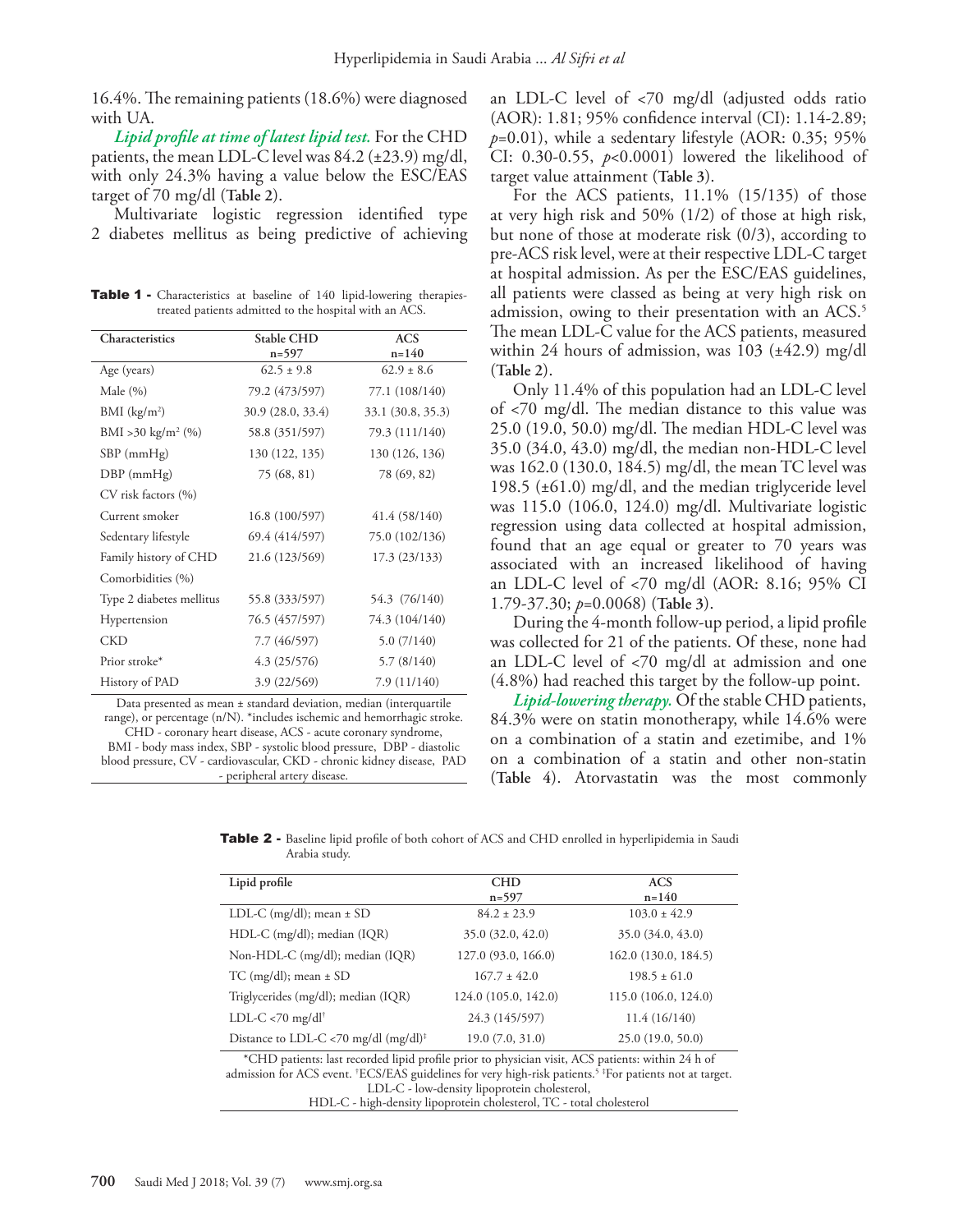16.4%. The remaining patients (18.6%) were diagnosed with UA.

***Lipid profile at time of latest lipid test.*** For the CHD patients, the mean LDL-C level was 84.2 (±23.9) mg/dl, with only 24.3% having a value below the ESC/EAS target of 70 mg/dl (**Table 2**).

Multivariate logistic regression identified type 2 diabetes mellitus as being predictive of achieving an LDL-C level of <70 mg/dl (adjusted odds ratio (AOR): 1.81; 95% confidence interval (CI): 1.14-2.89; $p$=0.01), while a sedentary lifestyle (AOR: 0.35; 95% CI: 0.30-0.55, $p$<0.0001) lowered the likelihood of target value attainment (**Table 3**).

For the ACS patients, 11.1% (15/135) of those at very high risk and 50% (1/2) of those at high risk, but none of those at moderate risk (0/3), according to pre-ACS risk level, were at their respective LDL-C target at hospital admission. As per the ESC/EAS guidelines, all patients were classed as being at very high risk on admission, owing to their presentation with an ACS.[5] The mean LDL-C value for the ACS patients, measured within 24 hours of admission, was 103 (±42.9) mg/dl (**Table 2**).

Only 11.4% of this population had an LDL-C level of <70 mg/dl. The median distance to this value was 25.0 (19.0, 50.0) mg/dl. The median HDL-C level was 35.0 (34.0, 43.0) mg/dl, the median non-HDL-C level was 162.0 (130.0, 184.5) mg/dl, the mean TC level was 198.5 (±61.0) mg/dl, and the median triglyceride level was 115.0 (106.0, 124.0) mg/dl. Multivariate logistic regression using data collected at hospital admission, found that an age equal or greater to 70 years was associated with an increased likelihood of having an LDL-C level of <70 mg/dl (AOR: 8.16; 95% CI 1.79-37.30; $p$=0.0068) (**Table 3**).

During the 4-month follow-up period, a lipid profile was collected for 21 of the patients. Of these, none had an LDL-C level of <70 mg/dl at admission and one (4.8%) had reached this target by the follow-up point.

***Lipid-lowering therapy.*** Of the stable CHD patients, 84.3% were on statin monotherapy, while 14.6% were on a combination of a statin and ezetimibe, and 1% on a combination of a statin and other non-statin (**Table 4**). Atorvastatin was the most commonly

**Table 1 -** Characteristics at baseline of 140 lipid-lowering therapies-treated patients admitted to the hospital with an ACS.

| Characteristics | Stable CHD n=597 | ACS n=140 |
|---|---|---|
| Age (years) | 62.5 ± 9.8 | 62.9 ± 8.6 |
| Male (%) | 79.2 (473/597) | 77.1 (108/140) |
| BMI (kg/m²) | 30.9 (28.0, 33.4) | 33.1 (30.8, 35.3) |
| BMI >30 kg/m² (%) | 58.8 (351/597) | 79.3 (111/140) |
| SBP (mmHg) | 130 (122, 135) | 130 (126, 136) |
| DBP (mmHg) | 75 (68, 81) | 78 (69, 82) |
| CV risk factors (%) | | |
| Current smoker | 16.8 (100/597) | 41.4 (58/140) |
| Sedentary lifestyle | 69.4 (414/597) | 75.0 (102/136) |
| Family history of CHD | 21.6 (123/569) | 17.3 (23/133) |
| Comorbidities (%) | | |
| Type 2 diabetes mellitus | 55.8 (333/597) | 54.3 (76/140) |
| Hypertension | 76.5 (457/597) | 74.3 (104/140) |
| CKD | 7.7 (46/597) | 5.0 (7/140) |
| Prior stroke* | 4.3 (25/576) | 5.7 (8/140) |
| History of PAD | 3.9 (22/569) | 7.9 (11/140) |

Data presented as mean ± standard deviation, median (interquartile range), or percentage (n/N). *includes ischemic and hemorrhagic stroke. CHD - coronary heart disease, ACS - acute coronary syndrome, BMI - body mass index, SBP - systolic blood pressure, DBP - diastolic blood pressure, CV - cardiovascular, CKD - chronic kidney disease, PAD - peripheral artery disease.

**Table 2 -** Baseline lipid profile of both cohort of ACS and CHD enrolled in hyperlipidemia in Saudi Arabia study.

| Lipid profile | CHD n=597 | ACS n=140 |
|---|---|---|
| LDL-C (mg/dl); mean ± SD | 84.2 ± 23.9 | 103.0 ± 42.9 |
| HDL-C (mg/dl); median (IQR) | 35.0 (32.0, 42.0) | 35.0 (34.0, 43.0) |
| Non-HDL-C (mg/dl); median (IQR) | 127.0 (93.0, 166.0) | 162.0 (130.0, 184.5) |
| TC (mg/dl); mean ± SD | 167.7 ± 42.0 | 198.5 ± 61.0 |
| Triglycerides (mg/dl); median (IQR) | 124.0 (105.0, 142.0) | 115.0 (106.0, 124.0) |
| LDL-C <70 mg/dl[†] | 24.3 (145/597) | 11.4 (16/140) |
| Distance to LDL-C <70 mg/dl (mg/dl)[‡] | 19.0 (7.0, 31.0) | 25.0 (19.0, 50.0) |

*CHD patients: last recorded lipid profile prior to physician visit, ACS patients: within 24 h of admission for ACS event. [†]ECS/EAS guidelines for very high-risk patients.[5] [‡]For patients not at target. LDL-C - low-density lipoprotein cholesterol, HDL-C - high-density lipoprotein cholesterol, TC - total cholesterol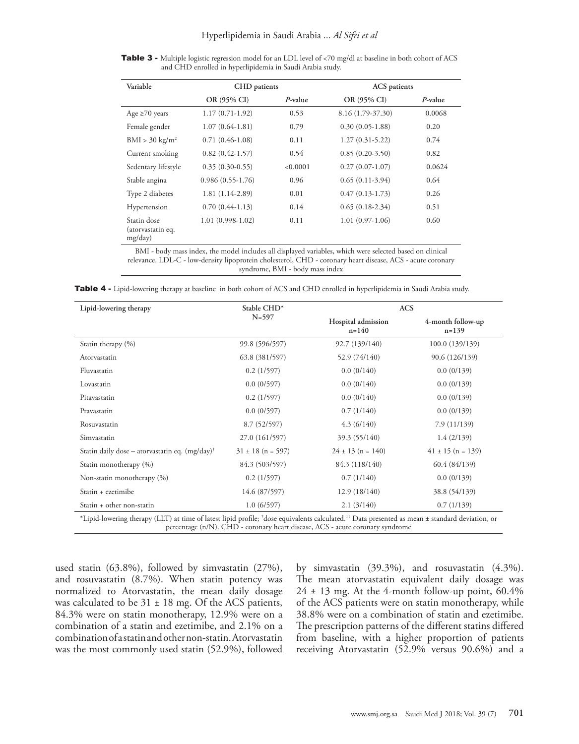**Table 3 -** Multiple logistic regression model for an LDL level of <70 mg/dl at baseline in both cohort of ACS and CHD enrolled in hyperlipidemia in Saudi Arabia study.

| Variable | CHD patients | | ACS patients | |
|---|---|---|---|---|
| | OR (95% CI) | *P*-value | OR (95% CI) | *P*-value |
| Age ≥70 years | 1.17 (0.71-1.92) | 0.53 | 8.16 (1.79-37.30) | 0.0068 |
| Female gender | 1.07 (0.64-1.81) | 0.79 | 0.30 (0.05-1.88) | 0.20 |
| BMI > 30 kg/m$^2$ | 0.71 (0.46-1.08) | 0.11 | 1.27 (0.31-5.22) | 0.74 |
| Current smoking | 0.82 (0.42-1.57) | 0.54 | 0.85 (0.20-3.50) | 0.82 |
| Sedentary lifestyle | 0.35 (0.30-0.55) | <0.0001 | 0.27 (0.07-1.07) | 0.0624 |
| Stable angina | 0.986 (0.55-1.76) | 0.96 | 0.65 (0.11-3.94) | 0.64 |
| Type 2 diabetes | 1.81 (1.14-2.89) | 0.01 | 0.47 (0.13-1.73) | 0.26 |
| Hypertension | 0.70 (0.44-1.13) | 0.14 | 0.65 (0.18-2.34) | 0.51 |
| Statin dose (atorvastatin eq. mg/day) | 1.01 (0.998-1.02) | 0.11 | 1.01 (0.97-1.06) | 0.60 |

BMI - body mass index, the model includes all displayed variables, which were selected based on clinical relevance. LDL-C - low-density lipoprotein cholesterol, CHD - coronary heart disease, ACS - acute coronary syndrome, BMI - body mass index

**Table 4 -** Lipid-lowering therapy at baseline in both cohort of ACS and CHD enrolled in hyperlipidemia in Saudi Arabia study.

| Lipid-lowering therapy | Stable CHD* N=597 | ACS | |
|---|---|---|---|
| | | Hospital admission n=140 | 4-month follow-up n=139 |
| Statin therapy (%) | 99.8 (596/597) | 92.7 (139/140) | 100.0 (139/139) |
| Atorvastatin | 63.8 (381/597) | 52.9 (74/140) | 90.6 (126/139) |
| Fluvastatin | 0.2 (1/597) | 0.0 (0/140) | 0.0 (0/139) |
| Lovastatin | 0.0 (0/597) | 0.0 (0/140) | 0.0 (0/139) |
| Pitavastatin | 0.2 (1/597) | 0.0 (0/140) | 0.0 (0/139) |
| Pravastatin | 0.0 (0/597) | 0.7 (1/140) | 0.0 (0/139) |
| Rosuvastatin | 8.7 (52/597) | 4.3 (6/140) | 7.9 (11/139) |
| Simvastatin | 27.0 (161/597) | 39.3 (55/140) | 1.4 (2/139) |
| Statin daily dose – atorvastatin eq. (mg/day)[†] | 31 ± 18 (n = 597) | 24 ± 13 (n = 140) | 41 ± 15 (n = 139) |
| Statin monotherapy (%) | 84.3 (503/597) | 84.3 (118/140) | 60.4 (84/139) |
| Non-statin monotherapy (%) | 0.2 (1/597) | 0.7 (1/140) | 0.0 (0/139) |
| Statin + ezetimibe | 14.6 (87/597) | 12.9 (18/140) | 38.8 (54/139) |
| Statin + other non-statin | 1.0 (6/597) | 2.1 (3/140) | 0.7 (1/139) |

*Lipid-lowering therapy (LLT) at time of latest lipid profile; [†]dose equivalents calculated.[11] Data presented as mean ± standard deviation, or percentage (n/N). CHD - coronary heart disease, ACS - acute coronary syndrome

used statin (63.8%), followed by simvastatin (27%), and rosuvastatin (8.7%). When statin potency was normalized to Atorvastatin, the mean daily dosage was calculated to be 31 ± 18 mg. Of the ACS patients, 84.3% were on statin monotherapy, 12.9% were on a combination of a statin and ezetimibe, and 2.1% on a combination of a statin and other non-statin. Atorvastatin was the most commonly used statin (52.9%), followed by simvastatin (39.3%), and rosuvastatin (4.3%). The mean atorvastatin equivalent daily dosage was 24 ± 13 mg. At the 4-month follow-up point, 60.4% of the ACS patients were on statin monotherapy, while 38.8% were on a combination of statin and ezetimibe. The prescription patterns of the different statins differed from baseline, with a higher proportion of patients receiving Atorvastatin (52.9% versus 90.6%) and a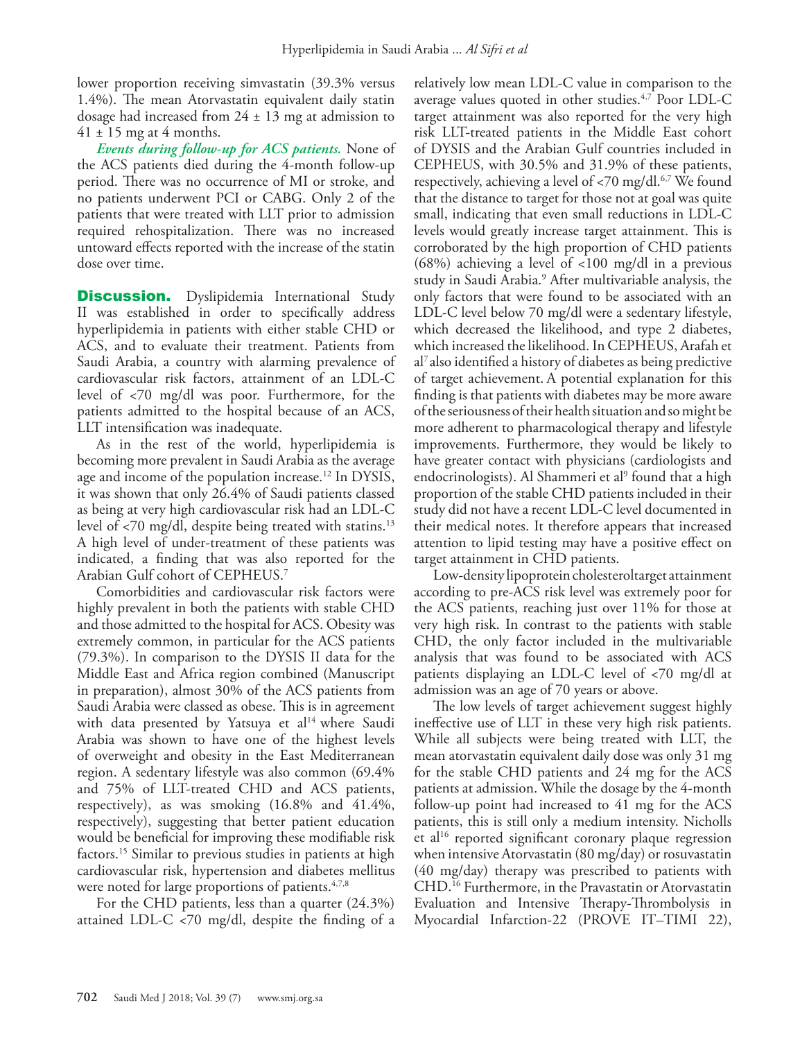lower proportion receiving simvastatin (39.3% versus 1.4%). The mean Atorvastatin equivalent daily statin dosage had increased from 24 ± 13 mg at admission to 41 ± 15 mg at 4 months.

***Events during follow-up for ACS patients.*** None of the ACS patients died during the 4-month follow-up period. There was no occurrence of MI or stroke, and no patients underwent PCI or CABG. Only 2 of the patients that were treated with LLT prior to admission required rehospitalization. There was no increased untoward effects reported with the increase of the statin dose over time.

## Discussion.

Dyslipidemia International Study II was established in order to specifically address hyperlipidemia in patients with either stable CHD or ACS, and to evaluate their treatment. Patients from Saudi Arabia, a country with alarming prevalence of cardiovascular risk factors, attainment of an LDL-C level of <70 mg/dl was poor. Furthermore, for the patients admitted to the hospital because of an ACS, LLT intensification was inadequate.

As in the rest of the world, hyperlipidemia is becoming more prevalent in Saudi Arabia as the average age and income of the population increase.[12] In DYSIS, it was shown that only 26.4% of Saudi patients classed as being at very high cardiovascular risk had an LDL-C level of <70 mg/dl, despite being treated with statins.[13] A high level of under-treatment of these patients was indicated, a finding that was also reported for the Arabian Gulf cohort of CEPHEUS.[7]

Comorbidities and cardiovascular risk factors were highly prevalent in both the patients with stable CHD and those admitted to the hospital for ACS. Obesity was extremely common, in particular for the ACS patients (79.3%). In comparison to the DYSIS II data for the Middle East and Africa region combined (Manuscript in preparation), almost 30% of the ACS patients from Saudi Arabia were classed as obese. This is in agreement with data presented by Yatsuya et al[14] where Saudi Arabia was shown to have one of the highest levels of overweight and obesity in the East Mediterranean region. A sedentary lifestyle was also common (69.4% and 75% of LLT-treated CHD and ACS patients, respectively), as was smoking (16.8% and 41.4%, respectively), suggesting that better patient education would be beneficial for improving these modifiable risk factors.[15] Similar to previous studies in patients at high cardiovascular risk, hypertension and diabetes mellitus were noted for large proportions of patients.[4,7,8]

For the CHD patients, less than a quarter (24.3%) attained LDL-C <70 mg/dl, despite the finding of a relatively low mean LDL-C value in comparison to the average values quoted in other studies.[4,7] Poor LDL-C target attainment was also reported for the very high risk LLT-treated patients in the Middle East cohort of DYSIS and the Arabian Gulf countries included in CEPHEUS, with 30.5% and 31.9% of these patients, respectively, achieving a level of <70 mg/dl.[6,7] We found that the distance to target for those not at goal was quite small, indicating that even small reductions in LDL-C levels would greatly increase target attainment. This is corroborated by the high proportion of CHD patients (68%) achieving a level of <100 mg/dl in a previous study in Saudi Arabia.[9] After multivariable analysis, the only factors that were found to be associated with an LDL-C level below 70 mg/dl were a sedentary lifestyle, which decreased the likelihood, and type 2 diabetes, which increased the likelihood. In CEPHEUS, Arafah et al[7] also identified a history of diabetes as being predictive of target achievement. A potential explanation for this finding is that patients with diabetes may be more aware of the seriousness of their health situation and so might be more adherent to pharmacological therapy and lifestyle improvements. Furthermore, they would be likely to have greater contact with physicians (cardiologists and endocrinologists). Al Shammeri et al[9] found that a high proportion of the stable CHD patients included in their study did not have a recent LDL-C level documented in their medical notes. It therefore appears that increased attention to lipid testing may have a positive effect on target attainment in CHD patients.

Low-density lipoprotein cholesterol target attainment according to pre-ACS risk level was extremely poor for the ACS patients, reaching just over 11% for those at very high risk. In contrast to the patients with stable CHD, the only factor included in the multivariable analysis that was found to be associated with ACS patients displaying an LDL-C level of <70 mg/dl at admission was an age of 70 years or above.

The low levels of target achievement suggest highly ineffective use of LLT in these very high risk patients. While all subjects were being treated with LLT, the mean atorvastatin equivalent daily dose was only 31 mg for the stable CHD patients and 24 mg for the ACS patients at admission. While the dosage by the 4-month follow-up point had increased to 41 mg for the ACS patients, this is still only a medium intensity. Nicholls et al[16] reported significant coronary plaque regression when intensive Atorvastatin (80 mg/day) or rosuvastatin (40 mg/day) therapy was prescribed to patients with CHD.[16] Furthermore, in the Pravastatin or Atorvastatin Evaluation and Intensive Therapy-Thrombolysis in Myocardial Infarction-22 (PROVE IT–TIMI 22),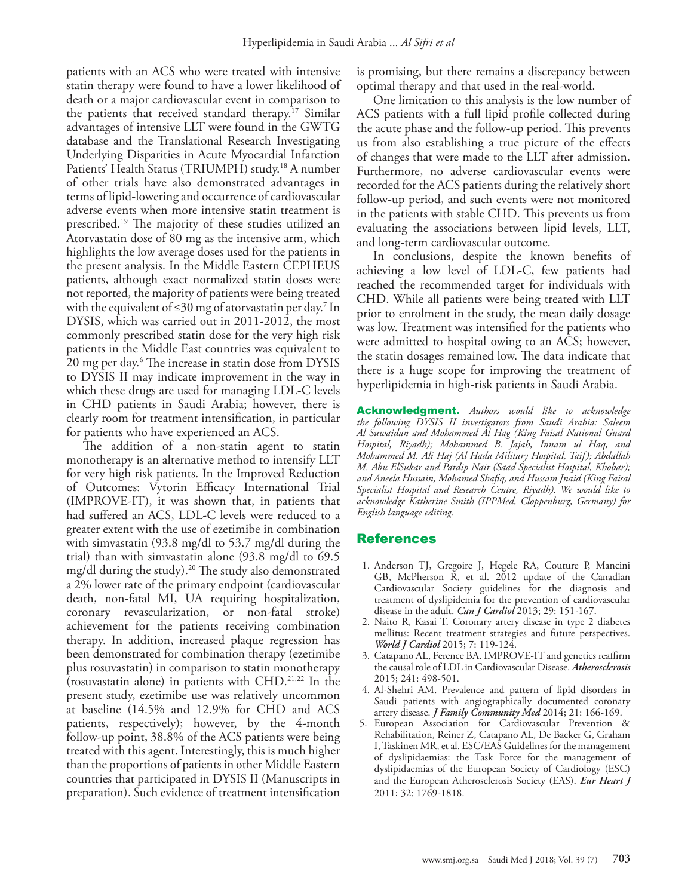patients with an ACS who were treated with intensive statin therapy were found to have a lower likelihood of death or a major cardiovascular event in comparison to the patients that received standard therapy.[17] Similar advantages of intensive LLT were found in the GWTG database and the Translational Research Investigating Underlying Disparities in Acute Myocardial Infarction Patients' Health Status (TRIUMPH) study.[18] A number of other trials have also demonstrated advantages in terms of lipid-lowering and occurrence of cardiovascular adverse events when more intensive statin treatment is prescribed.[19] The majority of these studies utilized an Atorvastatin dose of 80 mg as the intensive arm, which highlights the low average doses used for the patients in the present analysis. In the Middle Eastern CEPHEUS patients, although exact normalized statin doses were not reported, the majority of patients were being treated with the equivalent of ≤30 mg of atorvastatin per day.[7] In DYSIS, which was carried out in 2011-2012, the most commonly prescribed statin dose for the very high risk patients in the Middle East countries was equivalent to 20 mg per day.[6] The increase in statin dose from DYSIS to DYSIS II may indicate improvement in the way in which these drugs are used for managing LDL-C levels in CHD patients in Saudi Arabia; however, there is clearly room for treatment intensification, in particular for patients who have experienced an ACS.

The addition of a non-statin agent to statin monotherapy is an alternative method to intensify LLT for very high risk patients. In the Improved Reduction of Outcomes: Vytorin Efficacy International Trial (IMPROVE-IT), it was shown that, in patients that had suffered an ACS, LDL-C levels were reduced to a greater extent with the use of ezetimibe in combination with simvastatin (93.8 mg/dl to 53.7 mg/dl during the trial) than with simvastatin alone (93.8 mg/dl to 69.5 mg/dl during the study).[20] The study also demonstrated a 2% lower rate of the primary endpoint (cardiovascular death, non-fatal MI, UA requiring hospitalization, coronary revascularization, or non-fatal stroke) achievement for the patients receiving combination therapy. In addition, increased plaque regression has been demonstrated for combination therapy (ezetimibe plus rosuvastatin) in comparison to statin monotherapy (rosuvastatin alone) in patients with CHD.[21,22] In the present study, ezetimibe use was relatively uncommon at baseline (14.5% and 12.9% for CHD and ACS patients, respectively); however, by the 4-month follow-up point, 38.8% of the ACS patients were being treated with this agent. Interestingly, this is much higher than the proportions of patients in other Middle Eastern countries that participated in DYSIS II (Manuscripts in preparation). Such evidence of treatment intensification is promising, but there remains a discrepancy between optimal therapy and that used in the real-world.

One limitation to this analysis is the low number of ACS patients with a full lipid profile collected during the acute phase and the follow-up period. This prevents us from also establishing a true picture of the effects of changes that were made to the LLT after admission. Furthermore, no adverse cardiovascular events were recorded for the ACS patients during the relatively short follow-up period, and such events were not monitored in the patients with stable CHD. This prevents us from evaluating the associations between lipid levels, LLT, and long-term cardiovascular outcome.

In conclusions, despite the known benefits of achieving a low level of LDL-C, few patients had reached the recommended target for individuals with CHD. While all patients were being treated with LLT prior to enrolment in the study, the mean daily dosage was low. Treatment was intensified for the patients who were admitted to hospital owing to an ACS; however, the statin dosages remained low. The data indicate that there is a huge scope for improving the treatment of hyperlipidemia in high-risk patients in Saudi Arabia.

**Acknowledgment.** *Authors would like to acknowledge the following DYSIS II investigators from Saudi Arabia: Saleem Al Suwaidan and Mohammed Al Hag (King Faisal National Guard Hospital, Riyadh); Mohammed B. Jajah, Innam ul Haq, and Mohammed M. Ali Haj (Al Hada Military Hospital, Taif); Abdallah M. Abu ElSukar and Pardip Nair (Saad Specialist Hospital, Khobar); and Aneela Hussain, Mohamed Shafiq, and Hussam Jnaid (King Faisal Specialist Hospital and Research Centre, Riyadh). We would like to acknowledge Katherine Smith (IPPMed, Cloppenburg, Germany) for English language editing.*

## References

1. Anderson TJ, Gregoire J, Hegele RA, Couture P, Mancini GB, McPherson R, et al. 2012 update of the Canadian Cardiovascular Society guidelines for the diagnosis and treatment of dyslipidemia for the prevention of cardiovascular disease in the adult. ***Can J Cardiol*** 2013; 29: 151-167.
2. Naito R, Kasai T. Coronary artery disease in type 2 diabetes mellitus: Recent treatment strategies and future perspectives. ***World J Cardiol*** 2015; 7: 119-124.
3. Catapano AL, Ference BA. IMPROVE-IT and genetics reaffirm the causal role of LDL in Cardiovascular Disease. ***Atherosclerosis*** 2015; 241: 498-501.
4. Al-Shehri AM. Prevalence and pattern of lipid disorders in Saudi patients with angiographically documented coronary artery disease. ***J Family Community Med*** 2014; 21: 166-169.
5. European Association for Cardiovascular Prevention & Rehabilitation, Reiner Z, Catapano AL, De Backer G, Graham I, Taskinen MR, et al. ESC/EAS Guidelines for the management of dyslipidaemias: the Task Force for the management of dyslipidaemias of the European Society of Cardiology (ESC) and the European Atherosclerosis Society (EAS). ***Eur Heart J*** 2011; 32: 1769-1818.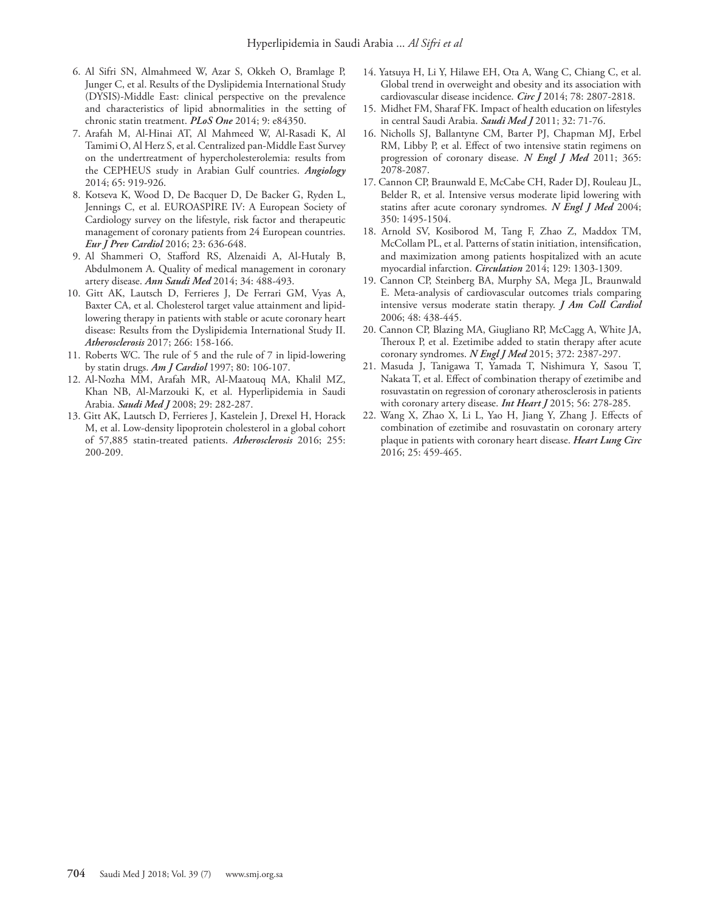6. Al Sifri SN, Almahmeed W, Azar S, Okkeh O, Bramlage P, Junger C, et al. Results of the Dyslipidemia International Study (DYSIS)-Middle East: clinical perspective on the prevalence and characteristics of lipid abnormalities in the setting of chronic statin treatment. ***PLoS One*** 2014; 9: e84350.
7. Arafah M, Al-Hinai AT, Al Mahmeed W, Al-Rasadi K, Al Tamimi O, Al Herz S, et al. Centralized pan-Middle East Survey on the undertreatment of hypercholesterolemia: results from the CEPHEUS study in Arabian Gulf countries. ***Angiology*** 2014; 65: 919-926.
8. Kotseva K, Wood D, De Bacquer D, De Backer G, Ryden L, Jennings C, et al. EUROASPIRE IV: A European Society of Cardiology survey on the lifestyle, risk factor and therapeutic management of coronary patients from 24 European countries. ***Eur J Prev Cardiol*** 2016; 23: 636-648.
9. Al Shammeri O, Stafford RS, Alzenaidi A, Al-Hutaly B, Abdulmonem A. Quality of medical management in coronary artery disease. ***Ann Saudi Med*** 2014; 34: 488-493.
10. Gitt AK, Lautsch D, Ferrieres J, De Ferrari GM, Vyas A, Baxter CA, et al. Cholesterol target value attainment and lipid-lowering therapy in patients with stable or acute coronary heart disease: Results from the Dyslipidemia International Study II. ***Atherosclerosis*** 2017; 266: 158-166.
11. Roberts WC. The rule of 5 and the rule of 7 in lipid-lowering by statin drugs. ***Am J Cardiol*** 1997; 80: 106-107.
12. Al-Nozha MM, Arafah MR, Al-Maatouq MA, Khalil MZ, Khan NB, Al-Marzouki K, et al. Hyperlipidemia in Saudi Arabia. ***Saudi Med J*** 2008; 29: 282-287.
13. Gitt AK, Lautsch D, Ferrieres J, Kastelein J, Drexel H, Horack M, et al. Low-density lipoprotein cholesterol in a global cohort of 57,885 statin-treated patients. ***Atherosclerosis*** 2016; 255: 200-209.
14. Yatsuya H, Li Y, Hilawe EH, Ota A, Wang C, Chiang C, et al. Global trend in overweight and obesity and its association with cardiovascular disease incidence. ***Circ J*** 2014; 78: 2807-2818.
15. Midhet FM, Sharaf FK. Impact of health education on lifestyles in central Saudi Arabia. ***Saudi Med J*** 2011; 32: 71-76.
16. Nicholls SJ, Ballantyne CM, Barter PJ, Chapman MJ, Erbel RM, Libby P, et al. Effect of two intensive statin regimens on progression of coronary disease. ***N Engl J Med*** 2011; 365: 2078-2087.
17. Cannon CP, Braunwald E, McCabe CH, Rader DJ, Rouleau JL, Belder R, et al. Intensive versus moderate lipid lowering with statins after acute coronary syndromes. ***N Engl J Med*** 2004; 350: 1495-1504.
18. Arnold SV, Kosiborod M, Tang F, Zhao Z, Maddox TM, McCollam PL, et al. Patterns of statin initiation, intensification, and maximization among patients hospitalized with an acute myocardial infarction. ***Circulation*** 2014; 129: 1303-1309.
19. Cannon CP, Steinberg BA, Murphy SA, Mega JL, Braunwald E. Meta-analysis of cardiovascular outcomes trials comparing intensive versus moderate statin therapy. ***J Am Coll Cardiol*** 2006; 48: 438-445.
20. Cannon CP, Blazing MA, Giugliano RP, McCagg A, White JA, Theroux P, et al. Ezetimibe added to statin therapy after acute coronary syndromes. ***N Engl J Med*** 2015; 372: 2387-297.
21. Masuda J, Tanigawa T, Yamada T, Nishimura Y, Sasou T, Nakata T, et al. Effect of combination therapy of ezetimibe and rosuvastatin on regression of coronary atherosclerosis in patients with coronary artery disease. ***Int Heart J*** 2015; 56: 278-285.
22. Wang X, Zhao X, Li L, Yao H, Jiang Y, Zhang J. Effects of combination of ezetimibe and rosuvastatin on coronary artery plaque in patients with coronary heart disease. ***Heart Lung Circ*** 2016; 25: 459-465.